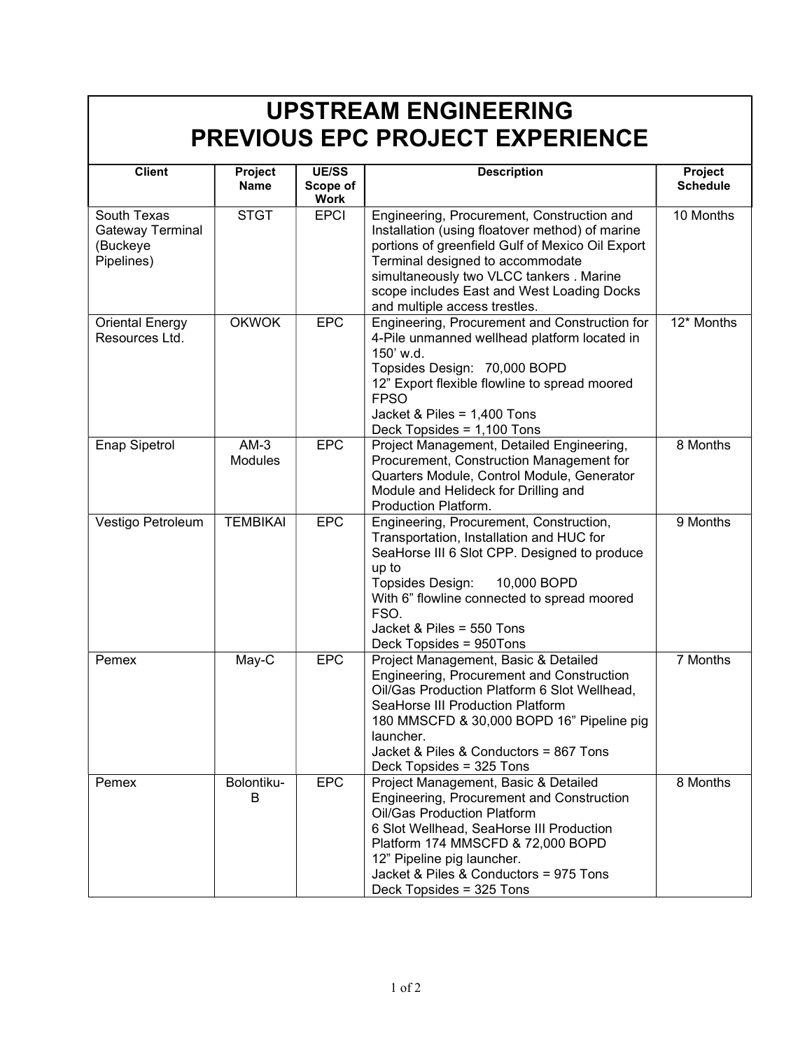# UPSTREAM ENGINEERING
# PREVIOUS EPC PROJECT EXPERIENCE

| Client | Project Name | UE/SS Scope of Work | Description | Project Schedule |
|---|---|---|---|---|
| South Texas Gateway Terminal (Buckeye Pipelines) | STGT | EPCI | Engineering, Procurement, Construction and Installation (using floatover method) of marine portions of greenfield Gulf of Mexico Oil Export Terminal designed to accommodate simultaneously two VLCC tankers . Marine scope includes East and West Loading Docks and multiple access trestles. | 10 Months |
| Oriental Energy Resources Ltd. | OKWOK | EPC | Engineering, Procurement and Construction for 4-Pile unmanned wellhead platform located in 150' w.d.<br>Topsides Design: 70,000 BOPD<br>12" Export flexible flowline to spread moored FPSO<br>Jacket & Piles = 1,400 Tons<br>Deck Topsides = 1,100 Tons | 12* Months |
| Enap Sipetrol | AM-3 Modules | EPC | Project Management, Detailed Engineering, Procurement, Construction Management for Quarters Module, Control Module, Generator Module and Helideck for Drilling and Production Platform. | 8 Months |
| Vestigo Petroleum | TEMBIKAI | EPC | Engineering, Procurement, Construction, Transportation, Installation and HUC for SeaHorse III 6 Slot CPP. Designed to produce up to<br>Topsides Design: 10,000 BOPD<br>With 6" flowline connected to spread moored FSO.<br>Jacket & Piles = 550 Tons<br>Deck Topsides = 950Tons | 9 Months |
| Pemex | May-C | EPC | Project Management, Basic & Detailed Engineering, Procurement and Construction Oil/Gas Production Platform 6 Slot Wellhead, SeaHorse III Production Platform<br>180 MMSCFD & 30,000 BOPD 16" Pipeline pig launcher.<br>Jacket & Piles & Conductors = 867 Tons<br>Deck Topsides = 325 Tons | 7 Months |
| Pemex | Bolontiku-B | EPC | Project Management, Basic & Detailed Engineering, Procurement and Construction Oil/Gas Production Platform<br>6 Slot Wellhead, SeaHorse III Production Platform 174 MMSCFD & 72,000 BOPD<br>12" Pipeline pig launcher.<br>Jacket & Piles & Conductors = 975 Tons<br>Deck Topsides = 325 Tons | 8 Months |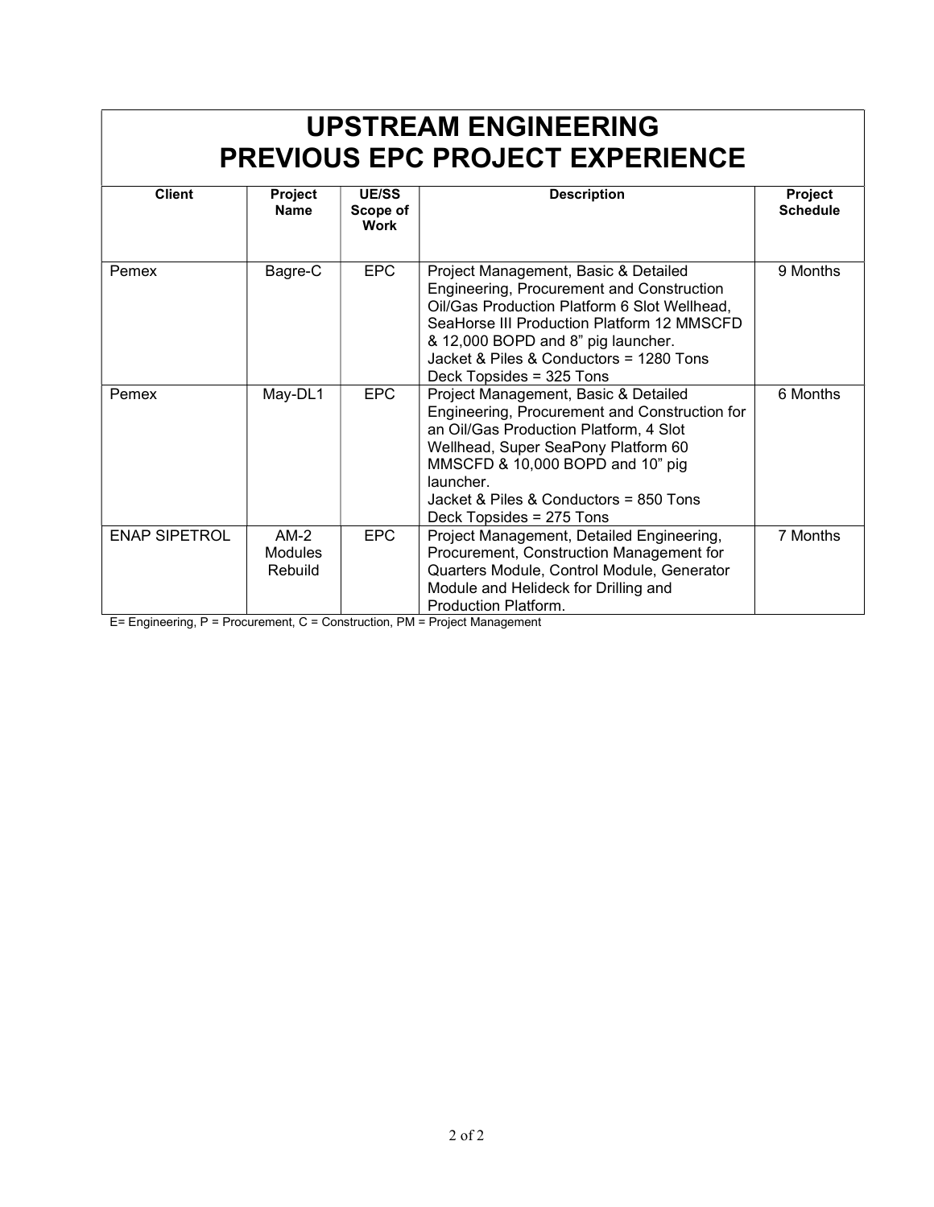# UPSTREAM ENGINEERING
# PREVIOUS EPC PROJECT EXPERIENCE

| Client | Project Name | UE/SS Scope of Work | Description | Project Schedule |
|---|---|---|---|---|
| Pemex | Bagre-C | EPC | Project Management, Basic & Detailed Engineering, Procurement and Construction Oil/Gas Production Platform 6 Slot Wellhead, SeaHorse III Production Platform 12 MMSCFD & 12,000 BOPD and 8" pig launcher. Jacket & Piles & Conductors = 1280 Tons Deck Topsides = 325 Tons | 9 Months |
| Pemex | May-DL1 | EPC | Project Management, Basic & Detailed Engineering, Procurement and Construction for an Oil/Gas Production Platform, 4 Slot Wellhead, Super SeaPony Platform 60 MMSCFD & 10,000 BOPD and 10" pig launcher. Jacket & Piles & Conductors = 850 Tons Deck Topsides = 275 Tons | 6 Months |
| ENAP SIPETROL | AM-2 Modules Rebuild | EPC | Project Management, Detailed Engineering, Procurement, Construction Management for Quarters Module, Control Module, Generator Module and Helideck for Drilling and Production Platform. | 7 Months |

E= Engineering, P = Procurement, C = Construction, PM = Project Management